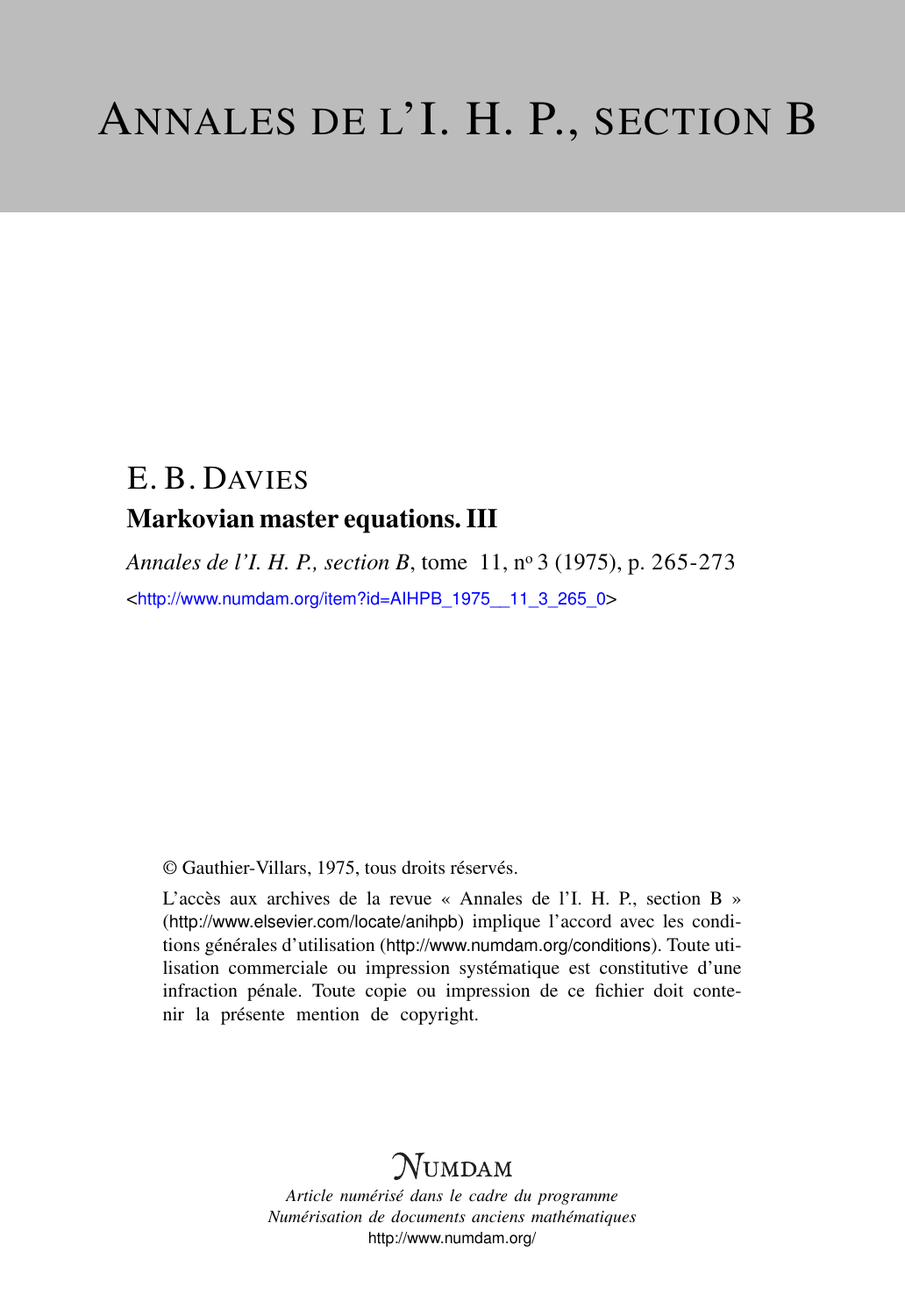# ANNALES DE L'I. H. P., SECTION B

## E. B. DAVIES

### Markovian master equations. III

*Annales de l'I. H. P., section B*, tome 11, n$^{o}$ 3 (1975), p. 265-273

<http://www.numdam.org/item?id=AIHPB_1975__11_3_265_0>

© Gauthier-Villars, 1975, tous droits réservés.

L'accès aux archives de la revue « Annales de l'I. H. P., section B » (http://www.elsevier.com/locate/anihpb) implique l'accord avec les conditions générales d'utilisation (http://www.numdam.org/conditions). Toute utilisation commerciale ou impression systématique est constitutive d'une infraction pénale. Toute copie ou impression de ce fichier doit contenir la présente mention de copyright.

NUMDAM

*Article numérisé dans le cadre du programme*
*Numérisation de documents anciens mathématiques*
http://www.numdam.org/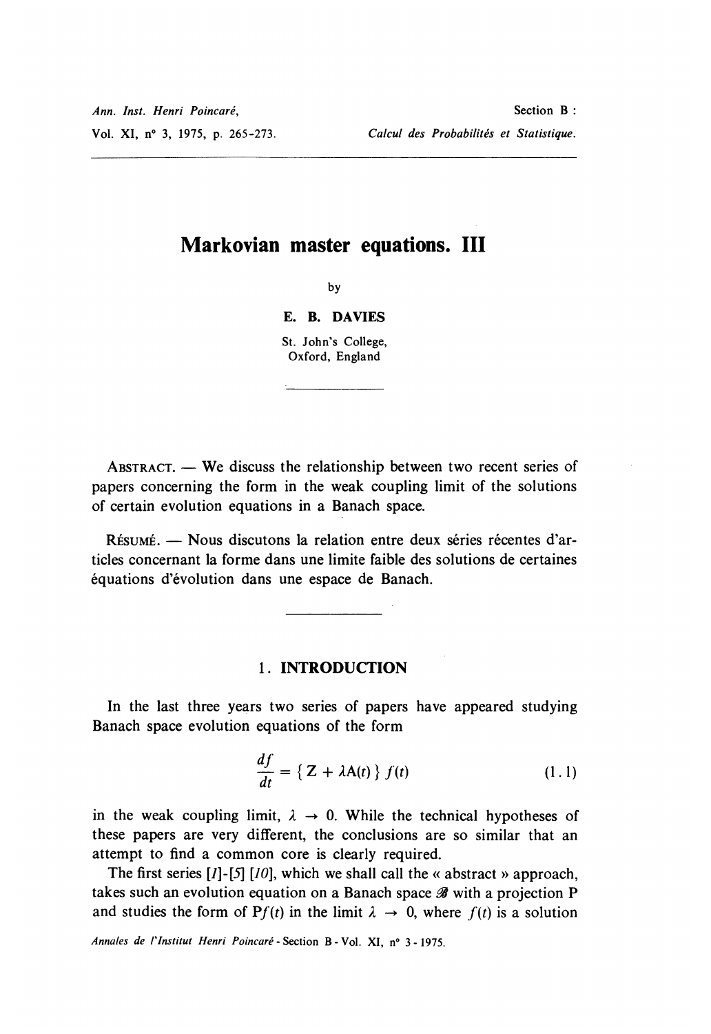# Markovian master equations. III

by

**E. B. DAVIES**

St. John's College,
Oxford, England

Abstract. — We discuss the relationship between two recent series of papers concerning the form in the weak coupling limit of the solutions of certain evolution equations in a Banach space.

Résumé. — Nous discutons la relation entre deux séries récentes d'articles concernant la forme dans une limite faible des solutions de certaines équations d'évolution dans une espace de Banach.

## 1. INTRODUCTION

In the last three years two series of papers have appeared studying Banach space evolution equations of the form

$$\frac{df}{dt} = \{ Z + \lambda A(t) \} f(t) \tag{1.1}$$

in the weak coupling limit, $\lambda \to 0$. While the technical hypotheses of these papers are very different, the conclusions are so similar that an attempt to find a common core is clearly required.

The first series [1]-[5] [10], which we shall call the « abstract » approach, takes such an evolution equation on a Banach space $\mathscr{B}$ with a projection P and studies the form of $Pf(t)$ in the limit $\lambda \to 0$, where $f(t)$ is a solution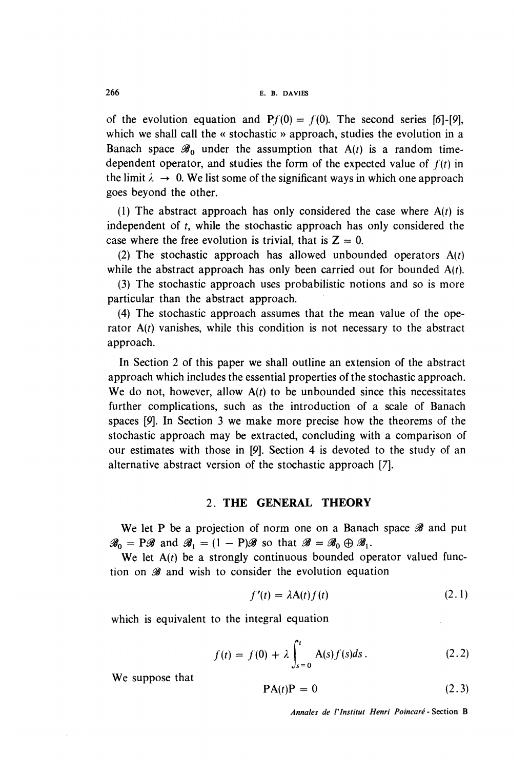of the evolution equation and $\mathrm{P}f(0) = f(0)$. The second series [6]-[9], which we shall call the « stochastic » approach, studies the evolution in a Banach space $\mathscr{B}_0$ under the assumption that $\mathrm{A}(t)$ is a random time-dependent operator, and studies the form of the expected value of $f(t)$ in the limit $\lambda \to 0$. We list some of the significant ways in which one approach goes beyond the other.

(1) The abstract approach has only considered the case where $\mathrm{A}(t)$ is independent of $t$, while the stochastic approach has only considered the case where the free evolution is trivial, that is $\mathrm{Z} = 0$.

(2) The stochastic approach has allowed unbounded operators $\mathrm{A}(t)$ while the abstract approach has only been carried out for bounded $\mathrm{A}(t)$.

(3) The stochastic approach uses probabilistic notions and so is more particular than the abstract approach.

(4) The stochastic approach assumes that the mean value of the operator $\mathrm{A}(t)$ vanishes, while this condition is not necessary to the abstract approach.

In Section 2 of this paper we shall outline an extension of the abstract approach which includes the essential properties of the stochastic approach. We do not, however, allow $\mathrm{A}(t)$ to be unbounded since this necessitates further complications, such as the introduction of a scale of Banach spaces [9]. In Section 3 we make more precise how the theorems of the stochastic approach may be extracted, concluding with a comparison of our estimates with those in [9]. Section 4 is devoted to the study of an alternative abstract version of the stochastic approach [7].

## 2. THE GENERAL THEORY

We let P be a projection of norm one on a Banach space $\mathscr{B}$ and put $\mathscr{B}_0 = \mathrm{P}\mathscr{B}$ and $\mathscr{B}_1 = (1 - \mathrm{P})\mathscr{B}$ so that $\mathscr{B} = \mathscr{B}_0 \oplus \mathscr{B}_1$.

We let $\mathrm{A}(t)$ be a strongly continuous bounded operator valued function on $\mathscr{B}$ and wish to consider the evolution equation

$$f'(t) = \lambda \mathrm{A}(t) f(t) \tag{2.1}$$

which is equivalent to the integral equation

$$f(t) = f(0) + \lambda \int_{s=0}^{t} \mathrm{A}(s) f(s) ds . \tag{2.2}$$

We suppose that

$$\mathrm{P}\mathrm{A}(t)\mathrm{P} = 0 \tag{2.3}$$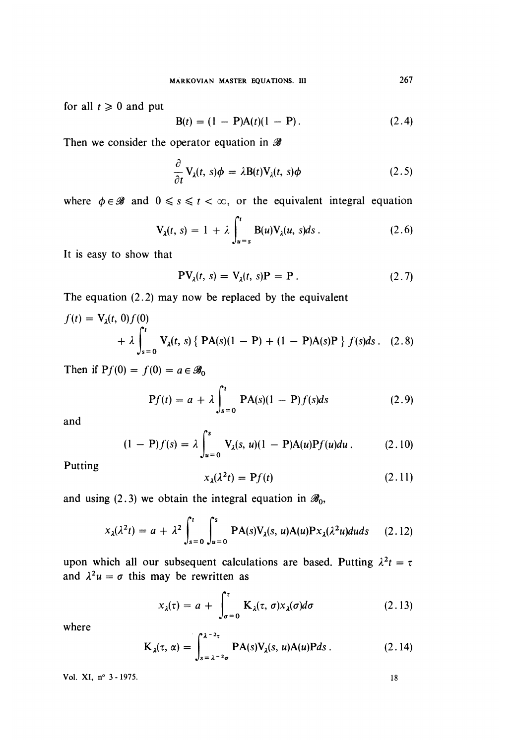for all $t \geqslant 0$ and put

$$\mathrm{B}(t) = (1 - \mathrm{P})\mathrm{A}(t)(1 - \mathrm{P})\,. \tag{2.4}$$

Then we consider the operator equation in $\mathscr{B}$

$$\frac{\partial}{\partial t}\mathrm{V}_\lambda(t, s)\phi = \lambda \mathrm{B}(t)\mathrm{V}_\lambda(t, s)\phi \tag{2.5}$$

where $\phi \in \mathscr{B}$ and $0 \leqslant s \leqslant t < \infty$, or the equivalent integral equation

$$\mathrm{V}_\lambda(t, s) = 1 + \lambda \int_{u=s}^{t} \mathrm{B}(u)\mathrm{V}_\lambda(u, s)ds\,. \tag{2.6}$$

It is easy to show that

$$\mathrm{PV}_\lambda(t, s) = \mathrm{V}_\lambda(t, s)\mathrm{P} = \mathrm{P}\,. \tag{2.7}$$

The equation (2.2) may now be replaced by the equivalent

$$f(t) = \mathrm{V}_\lambda(t, 0)f(0) + \lambda \int_{s=0}^{t} \mathrm{V}_\lambda(t, s)\{\,\mathrm{PA}(s)(1 - \mathrm{P}) + (1 - \mathrm{P})\mathrm{A}(s)\mathrm{P}\,\}\,f(s)ds\,. \tag{2.8}$$

Then if $\mathrm{P}f(0) = f(0) = a \in \mathscr{B}_0$

$$\mathrm{P}f(t) = a + \lambda \int_{s=0}^{t} \mathrm{PA}(s)(1 - \mathrm{P})f(s)ds \tag{2.9}$$

and

$$(1 - \mathrm{P})f(s) = \lambda \int_{u=0}^{s} \mathrm{V}_\lambda(s, u)(1 - \mathrm{P})\mathrm{A}(u)\mathrm{P}f(u)du\,. \tag{2.10}$$

Putting

$$x_\lambda(\lambda^2 t) = \mathrm{P}f(t) \tag{2.11}$$

and using (2.3) we obtain the integral equation in $\mathscr{B}_0$,

$$x_\lambda(\lambda^2 t) = a + \lambda^2 \int_{s=0}^{t}\int_{u=0}^{s} \mathrm{PA}(s)\mathrm{V}_\lambda(s, u)\mathrm{A}(u)\mathrm{P}x_\lambda(\lambda^2 u)duds \tag{2.12}$$

upon which all our subsequent calculations are based. Putting $\lambda^2 t = \tau$ and $\lambda^2 u = \sigma$ this may be rewritten as

$$x_\lambda(\tau) = a + \int_{\sigma=0}^{\tau} \mathrm{K}_\lambda(\tau, \sigma)x_\lambda(\sigma)d\sigma \tag{2.13}$$

where

$$\mathrm{K}_\lambda(\tau, \alpha) = \int_{s=\lambda^{-2}\sigma}^{\lambda^{-2}\tau} \mathrm{PA}(s)\mathrm{V}_\lambda(s, u)\mathrm{A}(u)\mathrm{P}ds\,. \tag{2.14}$$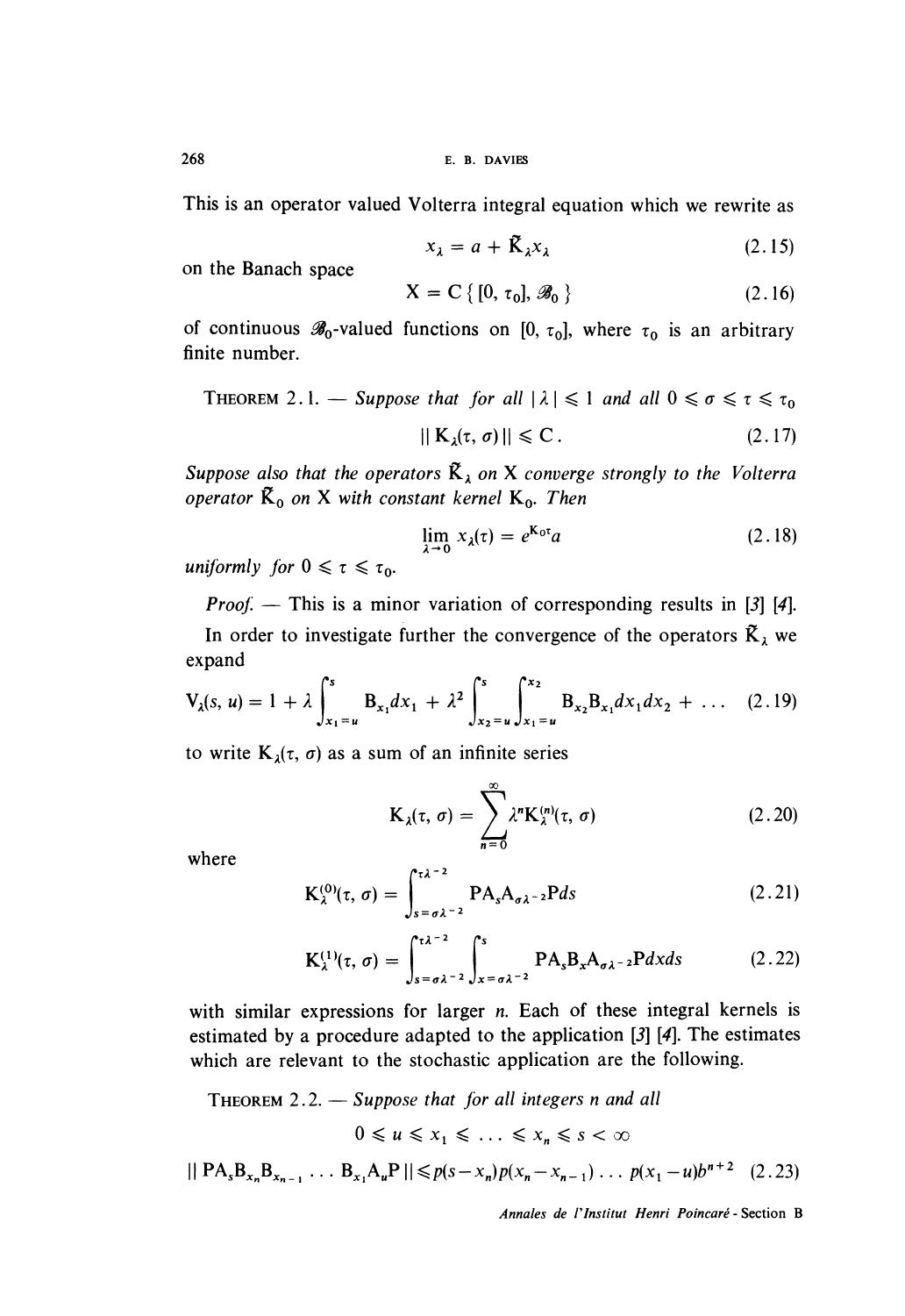This is an operator valued Volterra integral equation which we rewrite as

$$x_\lambda = a + \tilde{K}_\lambda x_\lambda \tag{2.15}$$

on the Banach space

$$X = C\{[0, \tau_0], \mathscr{B}_0\} \tag{2.16}$$

of continuous $\mathscr{B}_0$-valued functions on $[0, \tau_0]$, where $\tau_0$ is an arbitrary finite number.

THEOREM 2.1. — *Suppose that for all $|\lambda| \leqslant 1$ and all $0 \leqslant \sigma \leqslant \tau \leqslant \tau_0$*

$$\| K_\lambda(\tau, \sigma) \| \leqslant C. \tag{2.17}$$

*Suppose also that the operators $\tilde{K}_\lambda$ on X converge strongly to the Volterra operator $\tilde{K}_0$ on X with constant kernel $K_0$. Then*

$$\lim_{\lambda \to 0} x_\lambda(\tau) = e^{K_0 \tau} a \tag{2.18}$$

*uniformly for $0 \leqslant \tau \leqslant \tau_0$.*

*Proof.* — This is a minor variation of corresponding results in [3] [4].

In order to investigate further the convergence of the operators $\tilde{K}_\lambda$ we expand

$$V_\lambda(s, u) = 1 + \lambda \int_{x_1 = u}^{s} B_{x_1} dx_1 + \lambda^2 \int_{x_2 = u}^{s} \int_{x_1 = u}^{x_2} B_{x_2} B_{x_1} dx_1 dx_2 + \dots \tag{2.19}$$

to write $K_\lambda(\tau, \sigma)$ as a sum of an infinite series

$$K_\lambda(\tau, \sigma) = \sum_{n=0}^{\infty} \lambda^n K_\lambda^{(n)}(\tau, \sigma) \tag{2.20}$$

where

$$K_\lambda^{(0)}(\tau, \sigma) = \int_{s = \sigma\lambda^{-2}}^{\tau\lambda^{-2}} P A_s A_{\sigma\lambda^{-2}} P ds \tag{2.21}$$

$$K_\lambda^{(1)}(\tau, \sigma) = \int_{s = \sigma\lambda^{-2}}^{\tau\lambda^{-2}} \int_{x = \sigma\lambda^{-2}}^{s} P A_s B_x A_{\sigma\lambda^{-2}} P dx ds \tag{2.22}$$

with similar expressions for larger $n$. Each of these integral kernels is estimated by a procedure adapted to the application [3] [4]. The estimates which are relevant to the stochastic application are the following.

THEOREM 2.2. — *Suppose that for all integers n and all*

$$0 \leqslant u \leqslant x_1 \leqslant \dots \leqslant x_n \leqslant s < \infty$$

$$\| P A_s B_{x_n} B_{x_{n-1}} \dots B_{x_1} A_u P \| \leqslant p(s - x_n) p(x_n - x_{n-1}) \dots p(x_1 - u) b^{n+2} \tag{2.23}$$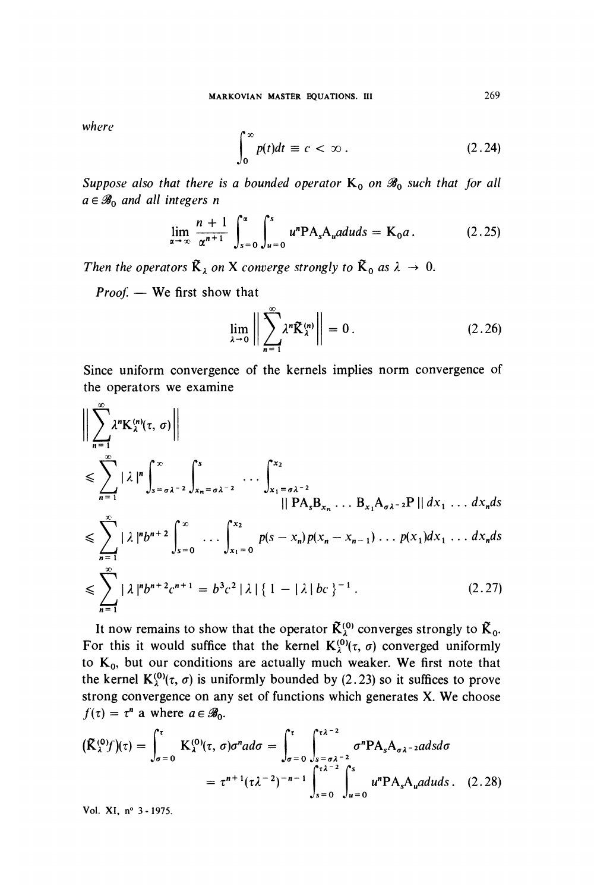*where*

$$\int_0^\infty p(t)dt \equiv c < \infty . \tag{2.24}$$

*Suppose also that there is a bounded operator* $K_0$ *on* $\mathcal{B}_0$ *such that for all* $a \in \mathcal{B}_0$ *and all integers n*

$$\lim_{\alpha \to \infty} \frac{n+1}{\alpha^{n+1}} \int_{s=0}^{\alpha} \int_{u=0}^{s} u^n P A_s A_u a du ds = K_0 a . \tag{2.25}$$

*Then the operators* $\tilde{K}_\lambda$ *on X converge strongly to* $\tilde{K}_0$ *as* $\lambda \to 0$.

*Proof.* — We first show that

$$\lim_{\lambda \to 0} \left\| \sum_{n=1}^{\infty} \lambda^n \tilde{K}_\lambda^{(n)} \right\| = 0 . \tag{2.26}$$

Since uniform convergence of the kernels implies norm convergence of the operators we examine

$$\begin{aligned}
&\left\| \sum_{n=1}^{\infty} \lambda^n K_\lambda^{(n)}(\tau, \sigma) \right\| \\
&\leqslant \sum_{n=1}^{\infty} |\lambda|^n \int_{s=\sigma\lambda^{-2}}^{\infty} \int_{x_n=\sigma\lambda^{-2}}^{s} \cdots \int_{x_1=\sigma\lambda^{-2}}^{x_2} \| P A_s B_{x_n} \ldots B_{x_1} A_{\sigma\lambda^{-2}} P \| dx_1 \ldots dx_n ds \\
&\leqslant \sum_{n=1}^{\infty} |\lambda|^n b^{n+2} \int_{s=0}^{\infty} \cdots \int_{x_1=0}^{x_2} p(s - x_n) p(x_n - x_{n-1}) \ldots p(x_1) dx_1 \ldots dx_n ds \\
&\leqslant \sum_{n=1}^{\infty} |\lambda|^n b^{n+2} c^{n+1} = b^3 c^2 |\lambda| \{ 1 - |\lambda| bc \}^{-1} .
\end{aligned} \tag{2.27}$$

It now remains to show that the operator $\tilde{K}_\lambda^{(0)}$ converges strongly to $\tilde{K}_0$. For this it would suffice that the kernel $K_\lambda^{(0)}(\tau, \sigma)$ converged uniformly to $K_0$, but our conditions are actually much weaker. We first note that the kernel $K_\lambda^{(0)}(\tau, \sigma)$ is uniformly bounded by (2.23) so it suffices to prove strong convergence on any set of functions which generates X. We choose $f(\tau) = \tau^n$ a where $a \in \mathcal{B}_0$.

$$\begin{aligned}
(\tilde{K}_\lambda^{(0)} f)(\tau) = \int_{\sigma=0}^{\tau} K_\lambda^{(0)}(\tau, \sigma) \sigma^n a d\sigma &= \int_{\sigma=0}^{\tau} \int_{s=\sigma\lambda^{-2}}^{\tau\lambda^{-2}} \sigma^n P A_s A_{\sigma\lambda^{-2}} a ds d\sigma \\
&= \tau^{n+1} (\tau\lambda^{-2})^{-n-1} \int_{s=0}^{\tau\lambda^{-2}} \int_{u=0}^{s} u^n P A_s A_u a du ds .
\end{aligned} \tag{2.28}$$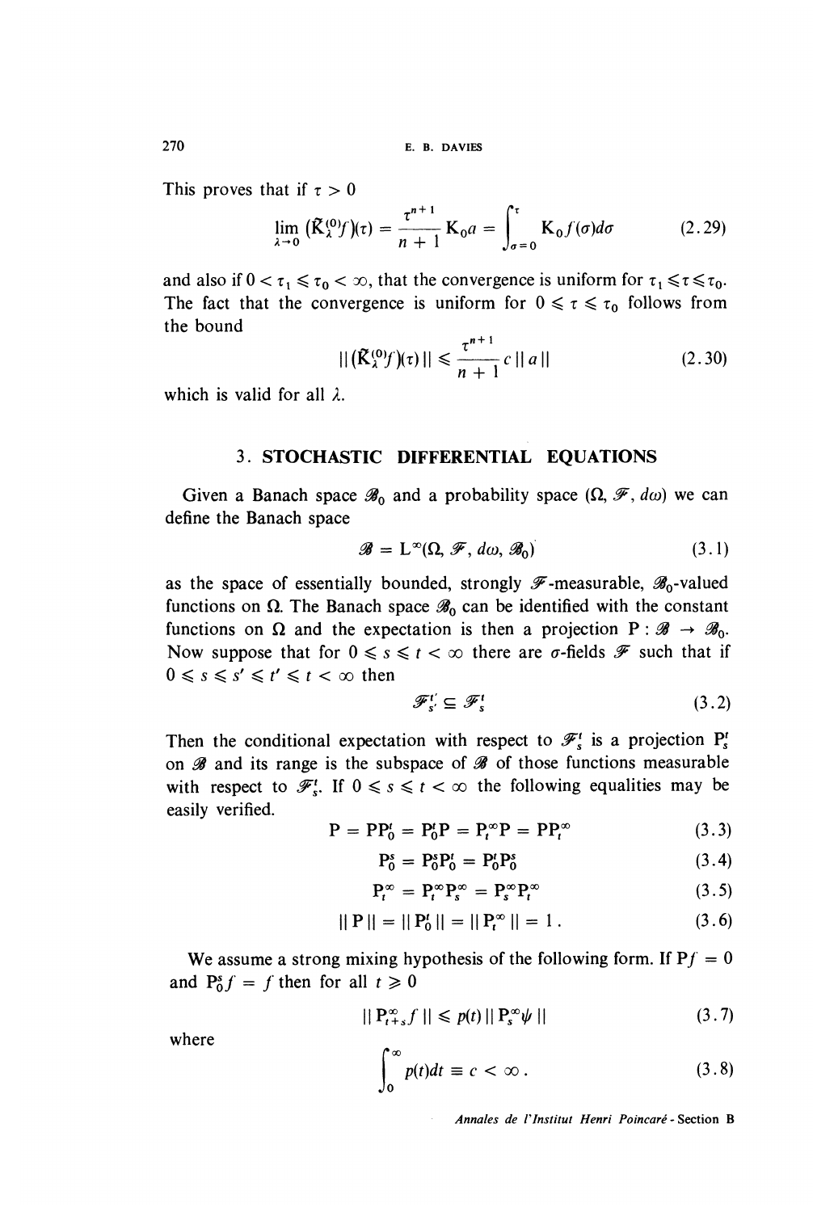This proves that if $\tau > 0$

$$\lim_{\lambda \to 0} (\tilde{K}_\lambda^{(0)} f)(\tau) = \frac{\tau^{n+1}}{n+1} K_0 a = \int_{\sigma=0}^{\tau} K_0 f(\sigma) d\sigma \tag{2.29}$$

and also if $0 < \tau_1 \leqslant \tau_0 < \infty$, that the convergence is uniform for $\tau_1 \leqslant \tau \leqslant \tau_0$. The fact that the convergence is uniform for $0 \leqslant \tau \leqslant \tau_0$ follows from the bound

$$\| (\tilde{K}_\lambda^{(0)} f)(\tau) \| \leqslant \frac{\tau^{n+1}}{n+1} c \| a \| \tag{2.30}$$

which is valid for all $\lambda$.

## 3. STOCHASTIC DIFFERENTIAL EQUATIONS

Given a Banach space $\mathscr{B}_0$ and a probability space $(\Omega, \mathscr{F}, d\omega)$ we can define the Banach space

$$\mathscr{B} = L^\infty(\Omega, \mathscr{F}, d\omega, \mathscr{B}_0) \tag{3.1}$$

as the space of essentially bounded, strongly $\mathscr{F}$-measurable, $\mathscr{B}_0$-valued functions on $\Omega$. The Banach space $\mathscr{B}_0$ can be identified with the constant functions on $\Omega$ and the expectation is then a projection $P : \mathscr{B} \to \mathscr{B}_0$. Now suppose that for $0 \leqslant s \leqslant t < \infty$ there are $\sigma$-fields $\mathscr{F}$ such that if $0 \leqslant s \leqslant s' \leqslant t' \leqslant t < \infty$ then

$$\mathscr{F}_{s'}^{t'} \subseteq \mathscr{F}_s^t \tag{3.2}$$

Then the conditional expectation with respect to $\mathscr{F}_s^t$ is a projection $P_s^t$ on $\mathscr{B}$ and its range is the subspace of $\mathscr{B}$ of those functions measurable with respect to $\mathscr{F}_s^t$. If $0 \leqslant s \leqslant t < \infty$ the following equalities may be easily verified.

$$P = PP_0^t = P_0^t P = P_t^\infty P = PP_t^\infty \tag{3.3}$$

$$P_0^s = P_0^s P_0^t = P_0^t P_0^s \tag{3.4}$$

$$P_t^\infty = P_t^\infty P_s^\infty = P_s^\infty P_t^\infty \tag{3.5}$$

$$\| P \| = \| P_0^t \| = \| P_t^\infty \| = 1 \, . \tag{3.6}$$

We assume a strong mixing hypothesis of the following form. If $Pf = 0$ and $P_0^s f = f$ then for all $t \geqslant 0$

$$\| P_{t+s}^\infty f \| \leqslant p(t) \| P_s^\infty \psi \| \tag{3.7}$$

where

$$\int_0^\infty p(t) dt \equiv c < \infty \, . \tag{3.8}$$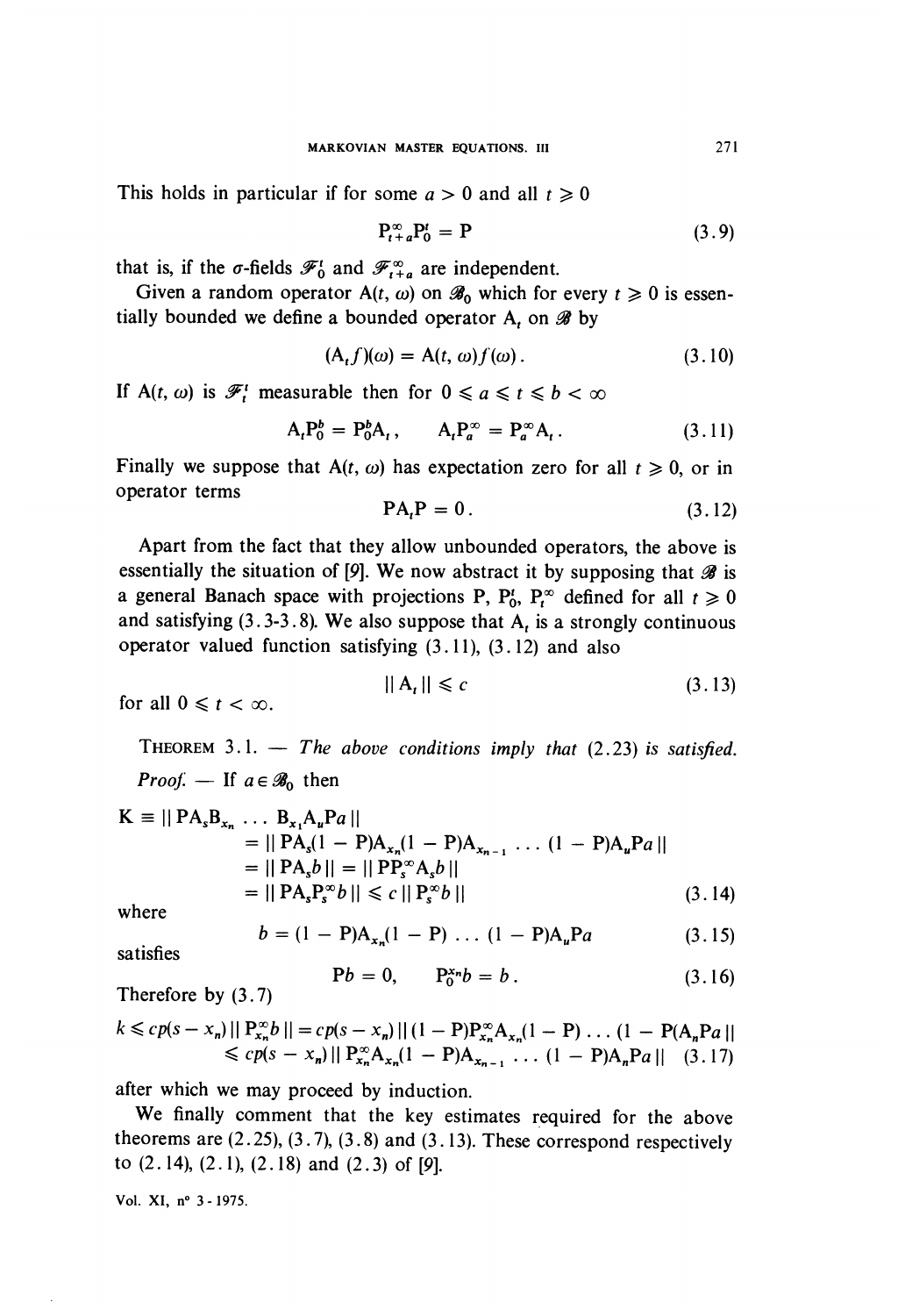This holds in particular if for some $a > 0$ and all $t \geqslant 0$

$$\mathrm{P}_{t+a}^{\infty}\mathrm{P}_0^t = \mathrm{P} \tag{3.9}$$

that is, if the $\sigma$-fields $\mathscr{F}_0^t$ and $\mathscr{F}_{t+a}^{\infty}$ are independent.

Given a random operator $\mathrm{A}(t, \omega)$ on $\mathscr{B}_0$ which for every $t \geqslant 0$ is essentially bounded we define a bounded operator $\mathrm{A}_t$ on $\mathscr{B}$ by

$$(\mathrm{A}_t f)(\omega) = \mathrm{A}(t, \omega) f(\omega). \tag{3.10}$$

If $\mathrm{A}(t, \omega)$ is $\mathscr{F}_t^t$ measurable then for $0 \leqslant a \leqslant t \leqslant b < \infty$

$$\mathrm{A}_t \mathrm{P}_0^b = \mathrm{P}_0^b \mathrm{A}_t, \qquad \mathrm{A}_t \mathrm{P}_a^{\infty} = \mathrm{P}_a^{\infty} \mathrm{A}_t. \tag{3.11}$$

Finally we suppose that $\mathrm{A}(t, \omega)$ has expectation zero for all $t \geqslant 0$, or in operator terms

$$\mathrm{P}\mathrm{A}_t\mathrm{P} = 0. \tag{3.12}$$

Apart from the fact that they allow unbounded operators, the above is essentially the situation of [9]. We now abstract it by supposing that $\mathscr{B}$ is a general Banach space with projections $\mathrm{P}$, $\mathrm{P}_0^t$, $\mathrm{P}_t^{\infty}$ defined for all $t \geqslant 0$ and satisfying (3.3-3.8). We also suppose that $\mathrm{A}_t$ is a strongly continuous operator valued function satisfying (3.11), (3.12) and also

$$\| \mathrm{A}_t \| \leqslant c \tag{3.13}$$

for all $0 \leqslant t < \infty$.

THEOREM 3.1. — *The above conditions imply that* (2.23) *is satisfied.*

*Proof.* — If $a \in \mathscr{B}_0$ then

$$\begin{aligned}
\mathrm{K} \equiv \| \mathrm{P}\mathrm{A}_s \mathrm{B}_{x_n} \ldots \mathrm{B}_{x_1} \mathrm{A}_u \mathrm{P} a \| &= \| \mathrm{P}\mathrm{A}_s (1 - \mathrm{P}) \mathrm{A}_{x_n} (1 - \mathrm{P}) \mathrm{A}_{x_{n-1}} \ldots (1 - \mathrm{P}) \mathrm{A}_u \mathrm{P} a \| \\
&= \| \mathrm{P}\mathrm{A}_s b \| = \| \mathrm{P}\mathrm{P}_s^{\infty} \mathrm{A}_s b \| \\
&= \| \mathrm{P}\mathrm{A}_s \mathrm{P}_s^{\infty} b \| \leqslant c \, \| \mathrm{P}_s^{\infty} b \|
\end{aligned} \tag{3.14}$$

where

$$b = (1 - \mathrm{P}) \mathrm{A}_{x_n} (1 - \mathrm{P}) \ldots (1 - \mathrm{P}) \mathrm{A}_u \mathrm{P} a \tag{3.15}$$

satisfies

$$\mathrm{P} b = 0, \qquad \mathrm{P}_0^{x_n} b = b. \tag{3.16}$$

Therefore by (3.7)

$$\begin{aligned}
k \leqslant c p(s - x_n) \| \mathrm{P}_{x_n}^{\infty} b \| &= c p(s - x_n) \| (1 - \mathrm{P}) \mathrm{P}_{x_n}^{\infty} \mathrm{A}_{x_n} (1 - \mathrm{P}) \ldots (1 - \mathrm{P}(\mathrm{A}_n \mathrm{P} a \| \\
&\leqslant c p(s - x_n) \| \mathrm{P}_{x_n}^{\infty} \mathrm{A}_{x_n} (1 - \mathrm{P}) \mathrm{A}_{x_{n-1}} \ldots (1 - \mathrm{P}) \mathrm{A}_n \mathrm{P} a \|
\end{aligned} \tag{3.17}$$

after which we may proceed by induction.

We finally comment that the key estimates required for the above theorems are (2.25), (3.7), (3.8) and (3.13). These correspond respectively to (2.14), (2.1), (2.18) and (2.3) of [9].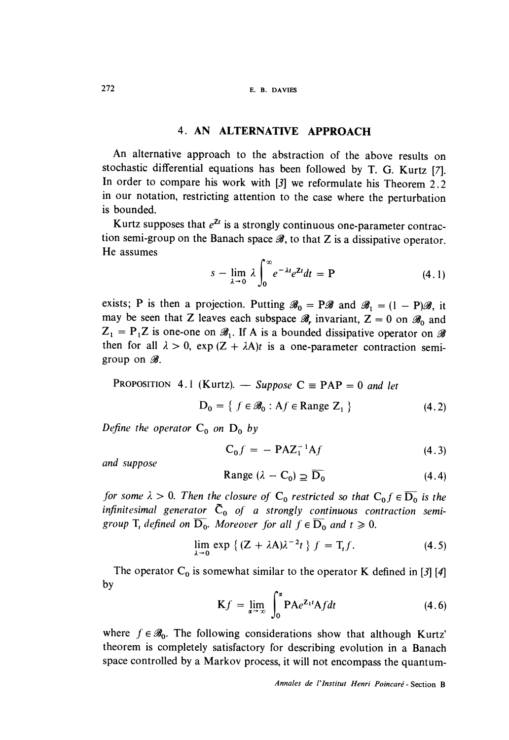## 4. AN ALTERNATIVE APPROACH

An alternative approach to the abstraction of the above results on stochastic differential equations has been followed by T. G. Kurtz [7]. In order to compare his work with [3] we reformulate his Theorem 2.2 in our notation, restricting attention to the case where the perturbation is bounded.

Kurtz supposes that $e^{Zt}$ is a strongly continuous one-parameter contraction semi-group on the Banach space $\mathscr{B}$, to that Z is a dissipative operator. He assumes

$$s - \lim_{\lambda \to 0} \lambda \int_0^\infty e^{-\lambda t} e^{Zt} dt = \mathrm{P} \tag{4.1}$$

exists; P is then a projection. Putting $\mathscr{B}_0 = \mathrm{P}\mathscr{B}$ and $\mathscr{B}_1 = (1 - \mathrm{P})\mathscr{B}$, it may be seen that Z leaves each subspace $\mathscr{B}_r$ invariant, $Z = 0$ on $\mathscr{B}_0$ and $Z_1 = P_1 Z$ is one-one on $\mathscr{B}_1$. If A is a bounded dissipative operator on $\mathscr{B}$ then for all $\lambda > 0$, $\exp(Z + \lambda A)t$ is a one-parameter contraction semi-group on $\mathscr{B}$.

PROPOSITION 4.1 (Kurtz). — *Suppose* $C \equiv PAP = 0$ *and let*

$$D_0 = \{ f \in \mathscr{B}_0 : Af \in \text{Range } Z_1 \} \tag{4.2}$$

*Define the operator* $C_0$ *on* $D_0$ *by*

$$C_0 f = - PAZ_1^{-1}Af \tag{4.3}$$

*and suppose*

$$\text{Range } (\lambda - C_0) \supseteq \overline{D_0} \tag{4.4}$$

*for some* $\lambda > 0$. *Then the closure of* $C_0$ *restricted so that* $C_0 f \in \overline{D_0}$ *is the infinitesimal generator* $\tilde{C}_0$ *of a strongly continuous contraction semi-group* $T_t$ *defined on* $\overline{D_0}$. *Moreover for all* $f \in \overline{D_0}$ *and* $t \geqslant 0$.

$$\lim_{\lambda \to 0} \exp \{ (Z + \lambda A)\lambda^{-2}t \} f = T_t f. \tag{4.5}$$

The operator $C_0$ is somewhat similar to the operator K defined in [3] [4] by

$$Kf = \lim_{\alpha \to \infty} \int_0^\alpha PAe^{Z_1 t}Af dt \tag{4.6}$$

where $f \in \mathscr{B}_0$. The following considerations show that although Kurtz' theorem is completely satisfactory for describing evolution in a Banach space controlled by a Markov process, it will not encompass the quantum-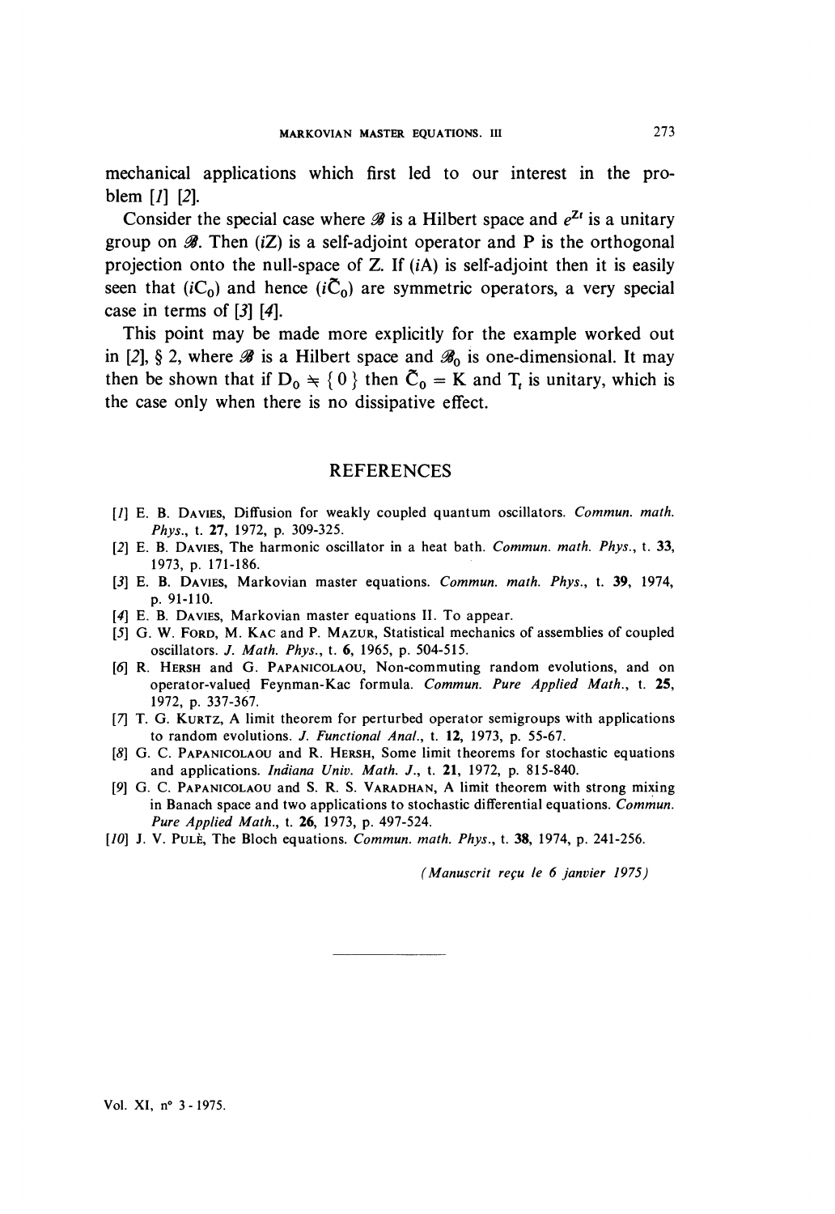mechanical applications which first led to our interest in the problem [1] [2].

Consider the special case where $\mathscr{B}$ is a Hilbert space and $e^{Zt}$ is a unitary group on $\mathscr{B}$. Then $(iZ)$ is a self-adjoint operator and P is the orthogonal projection onto the null-space of Z. If $(iA)$ is self-adjoint then it is easily seen that $(iC_0)$ and hence $(i\tilde{C}_0)$ are symmetric operators, a very special case in terms of [3] [4].

This point may be made more explicitly for the example worked out in [2], § 2, where $\mathscr{B}$ is a Hilbert space and $\mathscr{B}_0$ is one-dimensional. It may then be shown that if $D_0 \neq \{ 0 \}$ then $\tilde{C}_0 = K$ and $T_t$ is unitary, which is the case only when there is no dissipative effect.

## REFERENCES

[1] E. B. Davies, Diffusion for weakly coupled quantum oscillators. *Commun. math. Phys.*, t. **27**, 1972, p. 309-325.

[2] E. B. Davies, The harmonic oscillator in a heat bath. *Commun. math. Phys.*, t. **33**, 1973, p. 171-186.

[3] E. B. Davies, Markovian master equations. *Commun. math. Phys.*, t. **39**, 1974, p. 91-110.

[4] E. B. Davies, Markovian master equations II. To appear.

[5] G. W. Ford, M. Kac and P. Mazur, Statistical mechanics of assemblies of coupled oscillators. *J. Math. Phys.*, t. **6**, 1965, p. 504-515.

[6] R. Hersh and G. Papanicolaou, Non-commuting random evolutions, and on operator-valued Feynman-Kac formula. *Commun. Pure Applied Math.*, t. **25**, 1972, p. 337-367.

[7] T. G. Kurtz, A limit theorem for perturbed operator semigroups with applications to random evolutions. *J. Functional Anal.*, t. **12**, 1973, p. 55-67.

[8] G. C. Papanicolaou and R. Hersh, Some limit theorems for stochastic equations and applications. *Indiana Univ. Math. J.*, t. **21**, 1972, p. 815-840.

[9] G. C. Papanicolaou and S. R. S. Varadhan, A limit theorem with strong mixing in Banach space and two applications to stochastic differential equations. *Commun. Pure Applied Math.*, t. **26**, 1973, p. 497-524.

[10] J. V. Pulè, The Bloch equations. *Commun. math. Phys.*, t. **38**, 1974, p. 241-256.

*(Manuscrit reçu le 6 janvier 1975)*